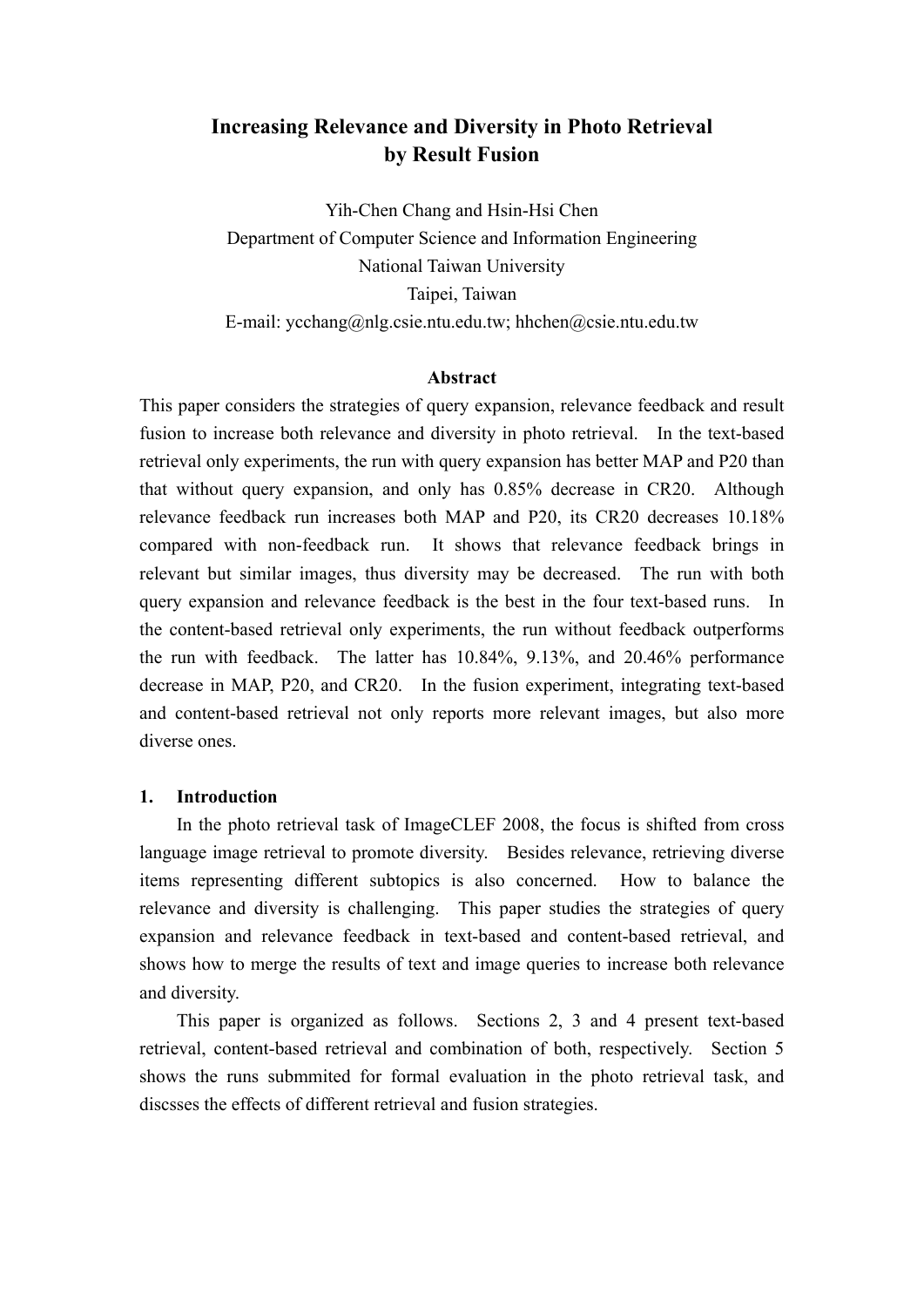# Increasing Relevance and Diversity in Photo Retrieval by Result Fusion

Yih-Chen Chang and Hsin-Hsi Chen
Department of Computer Science and Information Engineering
National Taiwan University
Taipei, Taiwan
E-mail: ycchang@nlg.csie.ntu.edu.tw; hhchen@csie.ntu.edu.tw

## Abstract

This paper considers the strategies of query expansion, relevance feedback and result fusion to increase both relevance and diversity in photo retrieval. In the text-based retrieval only experiments, the run with query expansion has better MAP and P20 than that without query expansion, and only has 0.85% decrease in CR20. Although relevance feedback run increases both MAP and P20, its CR20 decreases 10.18% compared with non-feedback run. It shows that relevance feedback brings in relevant but similar images, thus diversity may be decreased. The run with both query expansion and relevance feedback is the best in the four text-based runs. In the content-based retrieval only experiments, the run without feedback outperforms the run with feedback. The latter has 10.84%, 9.13%, and 20.46% performance decrease in MAP, P20, and CR20. In the fusion experiment, integrating text-based and content-based retrieval not only reports more relevant images, but also more diverse ones.

## 1. Introduction

In the photo retrieval task of ImageCLEF 2008, the focus is shifted from cross language image retrieval to promote diversity. Besides relevance, retrieving diverse items representing different subtopics is also concerned. How to balance the relevance and diversity is challenging. This paper studies the strategies of query expansion and relevance feedback in text-based and content-based retrieval, and shows how to merge the results of text and image queries to increase both relevance and diversity.

This paper is organized as follows. Sections 2, 3 and 4 present text-based retrieval, content-based retrieval and combination of both, respectively. Section 5 shows the runs submmited for formal evaluation in the photo retrieval task, and discsses the effects of different retrieval and fusion strategies.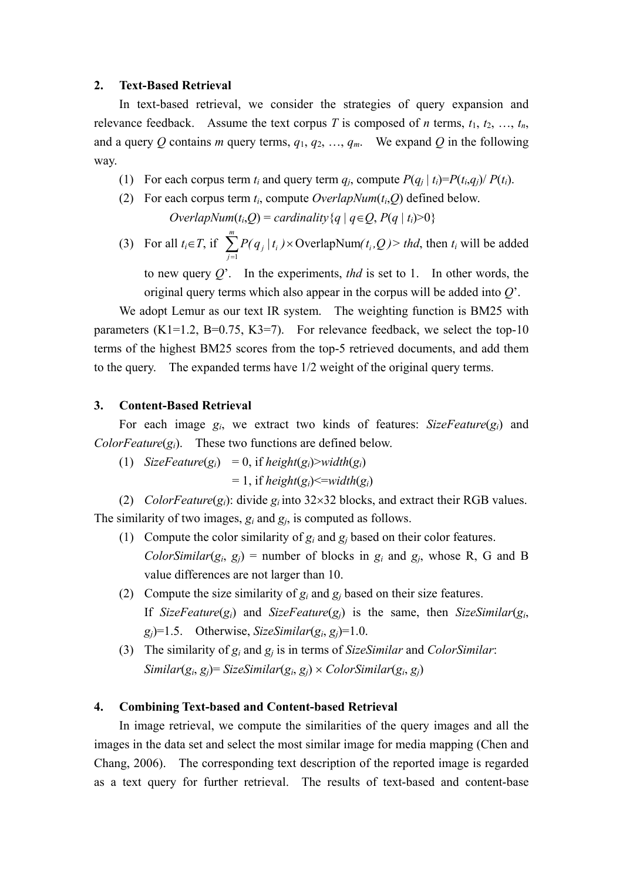## 2. Text-Based Retrieval

In text-based retrieval, we consider the strategies of query expansion and relevance feedback. Assume the text corpus $T$ is composed of $n$ terms, $t_1$, $t_2$, …, $t_n$, and a query $Q$ contains $m$ query terms, $q_1$, $q_2$, …, $q_m$. We expand $Q$ in the following way.

(1) For each corpus term $t_i$ and query term $q_j$, compute $P(q_j \mid t_i)=P(t_i,q_j)/ P(t_i)$.

(2) For each corpus term $t_i$, compute $OverlapNum(t_i,Q)$ defined below.

$$OverlapNum(t_i,Q) = cardinality\{q \mid q \in Q, P(q \mid t_i)>0\}$$

(3) For all $t_i \in T$, if $\sum_{j=1}^{m} P(q_j \mid t_i) \times \mathrm{OverlapNum}(t_i, Q) > thd$, then $t_i$ will be added to new query $Q$'. In the experiments, $thd$ is set to 1. In other words, the original query terms which also appear in the corpus will be added into $Q$'.

We adopt Lemur as our text IR system. The weighting function is BM25 with parameters (K1=1.2, B=0.75, K3=7). For relevance feedback, we select the top-10 terms of the highest BM25 scores from the top-5 retrieved documents, and add them to the query. The expanded terms have 1/2 weight of the original query terms.

## 3. Content-Based Retrieval

For each image $g_i$, we extract two kinds of features: $SizeFeature(g_i)$ and $ColorFeature(g_i)$. These two functions are defined below.

(1) $SizeFeature(g_i)$ = 0, if $height(g_i)>width(g_i)$
= 1, if $height(g_i)<=width(g_i)$

(2) $ColorFeature(g_i)$: divide $g_i$ into 32×32 blocks, and extract their RGB values.

The similarity of two images, $g_i$ and $g_j$, is computed as follows.

(1) Compute the color similarity of $g_i$ and $g_j$ based on their color features.
$ColorSimilar(g_i, g_j)$ = number of blocks in $g_i$ and $g_j$, whose R, G and B value differences are not larger than 10.

(2) Compute the size similarity of $g_i$ and $g_j$ based on their size features.
If $SizeFeature(g_i)$ and $SizeFeature(g_j)$ is the same, then $SizeSimilar(g_i, g_j)$=1.5. Otherwise, $SizeSimilar(g_i, g_j)$=1.0.

(3) The similarity of $g_i$ and $g_j$ is in terms of $SizeSimilar$ and $ColorSimilar$:
$Similar(g_i, g_j)= SizeSimilar(g_i, g_j) \times ColorSimilar(g_i, g_j)$

## 4. Combining Text-based and Content-based Retrieval

In image retrieval, we compute the similarities of the query images and all the images in the data set and select the most similar image for media mapping (Chen and Chang, 2006). The corresponding text description of the reported image is regarded as a text query for further retrieval. The results of text-based and content-base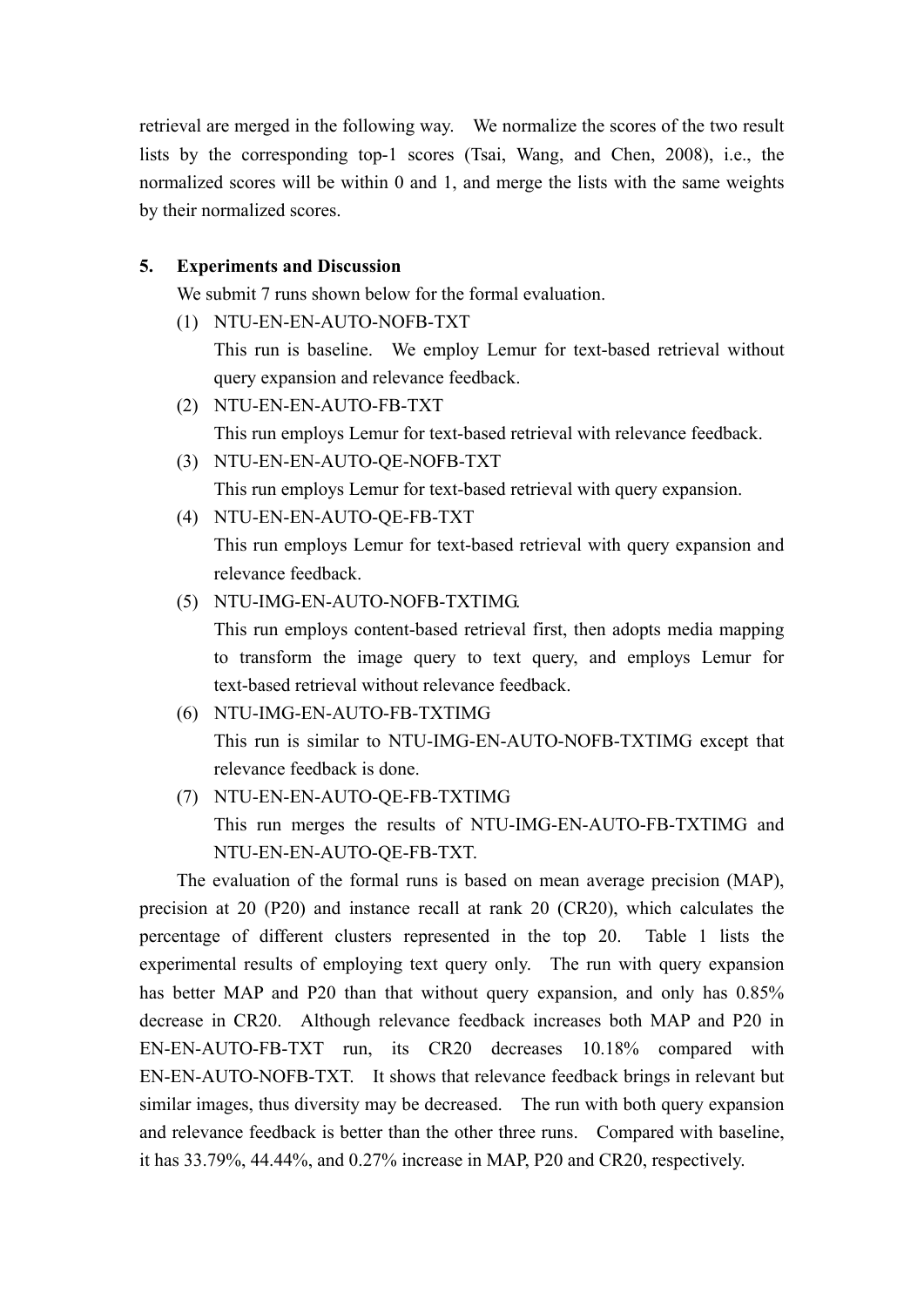retrieval are merged in the following way. We normalize the scores of the two result lists by the corresponding top-1 scores (Tsai, Wang, and Chen, 2008), i.e., the normalized scores will be within 0 and 1, and merge the lists with the same weights by their normalized scores.

## 5. Experiments and Discussion

We submit 7 runs shown below for the formal evaluation.

(1) NTU-EN-EN-AUTO-NOFB-TXT

This run is baseline. We employ Lemur for text-based retrieval without query expansion and relevance feedback.

(2) NTU-EN-EN-AUTO-FB-TXT

This run employs Lemur for text-based retrieval with relevance feedback.

(3) NTU-EN-EN-AUTO-QE-NOFB-TXT

This run employs Lemur for text-based retrieval with query expansion.

(4) NTU-EN-EN-AUTO-QE-FB-TXT

This run employs Lemur for text-based retrieval with query expansion and relevance feedback.

(5) NTU-IMG-EN-AUTO-NOFB-TXTIMG.

This run employs content-based retrieval first, then adopts media mapping to transform the image query to text query, and employs Lemur for text-based retrieval without relevance feedback.

(6) NTU-IMG-EN-AUTO-FB-TXTIMG

This run is similar to NTU-IMG-EN-AUTO-NOFB-TXTIMG except that relevance feedback is done.

(7) NTU-EN-EN-AUTO-QE-FB-TXTIMG

This run merges the results of NTU-IMG-EN-AUTO-FB-TXTIMG and NTU-EN-EN-AUTO-QE-FB-TXT.

The evaluation of the formal runs is based on mean average precision (MAP), precision at 20 (P20) and instance recall at rank 20 (CR20), which calculates the percentage of different clusters represented in the top 20. Table 1 lists the experimental results of employing text query only. The run with query expansion has better MAP and P20 than that without query expansion, and only has 0.85% decrease in CR20. Although relevance feedback increases both MAP and P20 in EN-EN-AUTO-FB-TXT run, its CR20 decreases 10.18% compared with EN-EN-AUTO-NOFB-TXT. It shows that relevance feedback brings in relevant but similar images, thus diversity may be decreased. The run with both query expansion and relevance feedback is better than the other three runs. Compared with baseline, it has 33.79%, 44.44%, and 0.27% increase in MAP, P20 and CR20, respectively.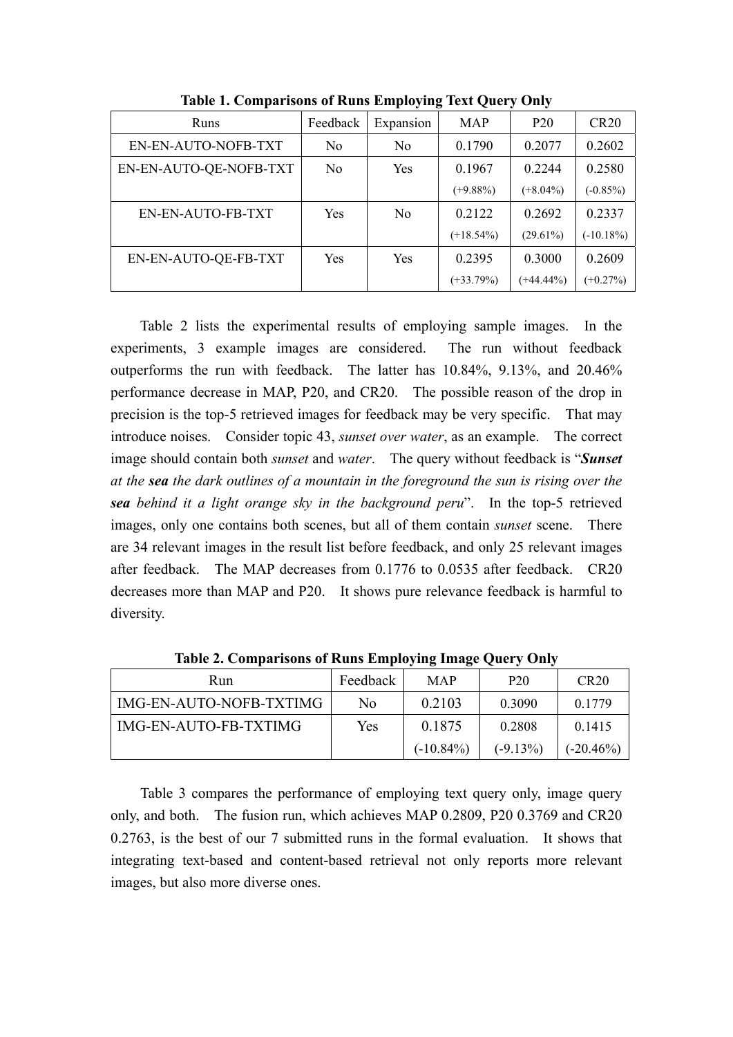**Table 1. Comparisons of Runs Employing Text Query Only**

| Runs | Feedback | Expansion | MAP | P20 | CR20 |
|---|---|---|---|---|---|
| EN-EN-AUTO-NOFB-TXT | No | No | 0.1790 | 0.2077 | 0.2602 |
| EN-EN-AUTO-QE-NOFB-TXT | No | Yes | 0.1967 (+9.88%) | 0.2244 (+8.04%) | 0.2580 (-0.85%) |
| EN-EN-AUTO-FB-TXT | Yes | No | 0.2122 (+18.54%) | 0.2692 (29.61%) | 0.2337 (-10.18%) |
| EN-EN-AUTO-QE-FB-TXT | Yes | Yes | 0.2395 (+33.79%) | 0.3000 (+44.44%) | 0.2609 (+0.27%) |

Table 2 lists the experimental results of employing sample images. In the experiments, 3 example images are considered. The run without feedback outperforms the run with feedback. The latter has 10.84%, 9.13%, and 20.46% performance decrease in MAP, P20, and CR20. The possible reason of the drop in precision is the top-5 retrieved images for feedback may be very specific. That may introduce noises. Consider topic 43, *sunset over water*, as an example. The correct image should contain both *sunset* and *water*. The query without feedback is "***Sunset*** *at the* ***sea*** *the dark outlines of a mountain in the foreground the sun is rising over the* ***sea*** *behind it a light orange sky in the background peru*". In the top-5 retrieved images, only one contains both scenes, but all of them contain *sunset* scene. There are 34 relevant images in the result list before feedback, and only 25 relevant images after feedback. The MAP decreases from 0.1776 to 0.0535 after feedback. CR20 decreases more than MAP and P20. It shows pure relevance feedback is harmful to diversity.

**Table 2. Comparisons of Runs Employing Image Query Only**

| Run | Feedback | MAP | P20 | CR20 |
|---|---|---|---|---|
| IMG-EN-AUTO-NOFB-TXTIMG | No | 0.2103 | 0.3090 | 0.1779 |
| IMG-EN-AUTO-FB-TXTIMG | Yes | 0.1875 (-10.84%) | 0.2808 (-9.13%) | 0.1415 (-20.46%) |

Table 3 compares the performance of employing text query only, image query only, and both. The fusion run, which achieves MAP 0.2809, P20 0.3769 and CR20 0.2763, is the best of our 7 submitted runs in the formal evaluation. It shows that integrating text-based and content-based retrieval not only reports more relevant images, but also more diverse ones.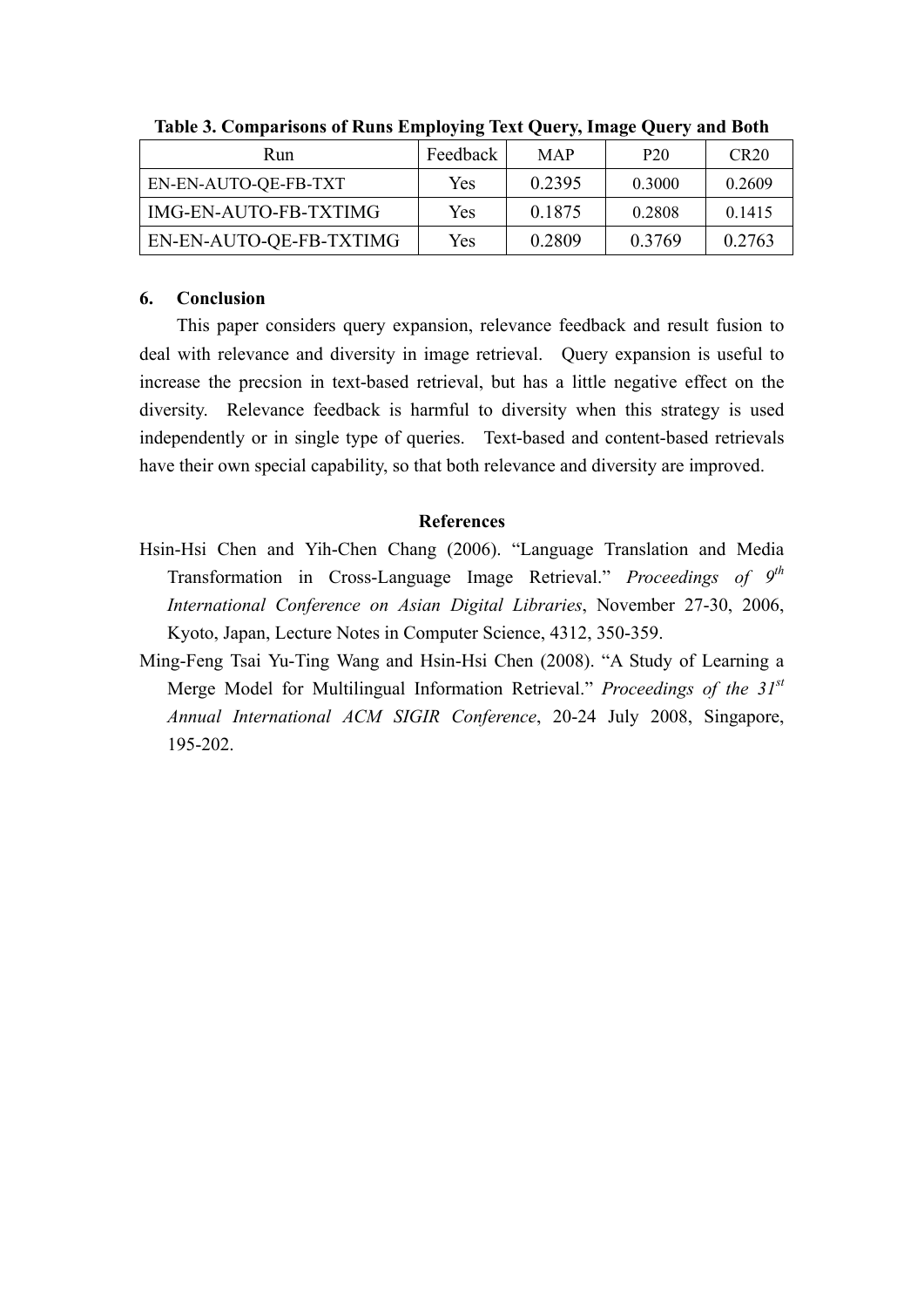**Table 3. Comparisons of Runs Employing Text Query, Image Query and Both**

| Run | Feedback | MAP | P20 | CR20 |
|---|---|---|---|---|
| EN-EN-AUTO-QE-FB-TXT | Yes | 0.2395 | 0.3000 | 0.2609 |
| IMG-EN-AUTO-FB-TXTIMG | Yes | 0.1875 | 0.2808 | 0.1415 |
| EN-EN-AUTO-QE-FB-TXTIMG | Yes | 0.2809 | 0.3769 | 0.2763 |

## 6. Conclusion

This paper considers query expansion, relevance feedback and result fusion to deal with relevance and diversity in image retrieval. Query expansion is useful to increase the precsion in text-based retrieval, but has a little negative effect on the diversity. Relevance feedback is harmful to diversity when this strategy is used independently or in single type of queries. Text-based and content-based retrievals have their own special capability, so that both relevance and diversity are improved.

## References

Hsin-Hsi Chen and Yih-Chen Chang (2006). "Language Translation and Media Transformation in Cross-Language Image Retrieval." *Proceedings of 9th International Conference on Asian Digital Libraries*, November 27-30, 2006, Kyoto, Japan, Lecture Notes in Computer Science, 4312, 350-359.

Ming-Feng Tsai Yu-Ting Wang and Hsin-Hsi Chen (2008). "A Study of Learning a Merge Model for Multilingual Information Retrieval." *Proceedings of the 31st Annual International ACM SIGIR Conference*, 20-24 July 2008, Singapore, 195-202.